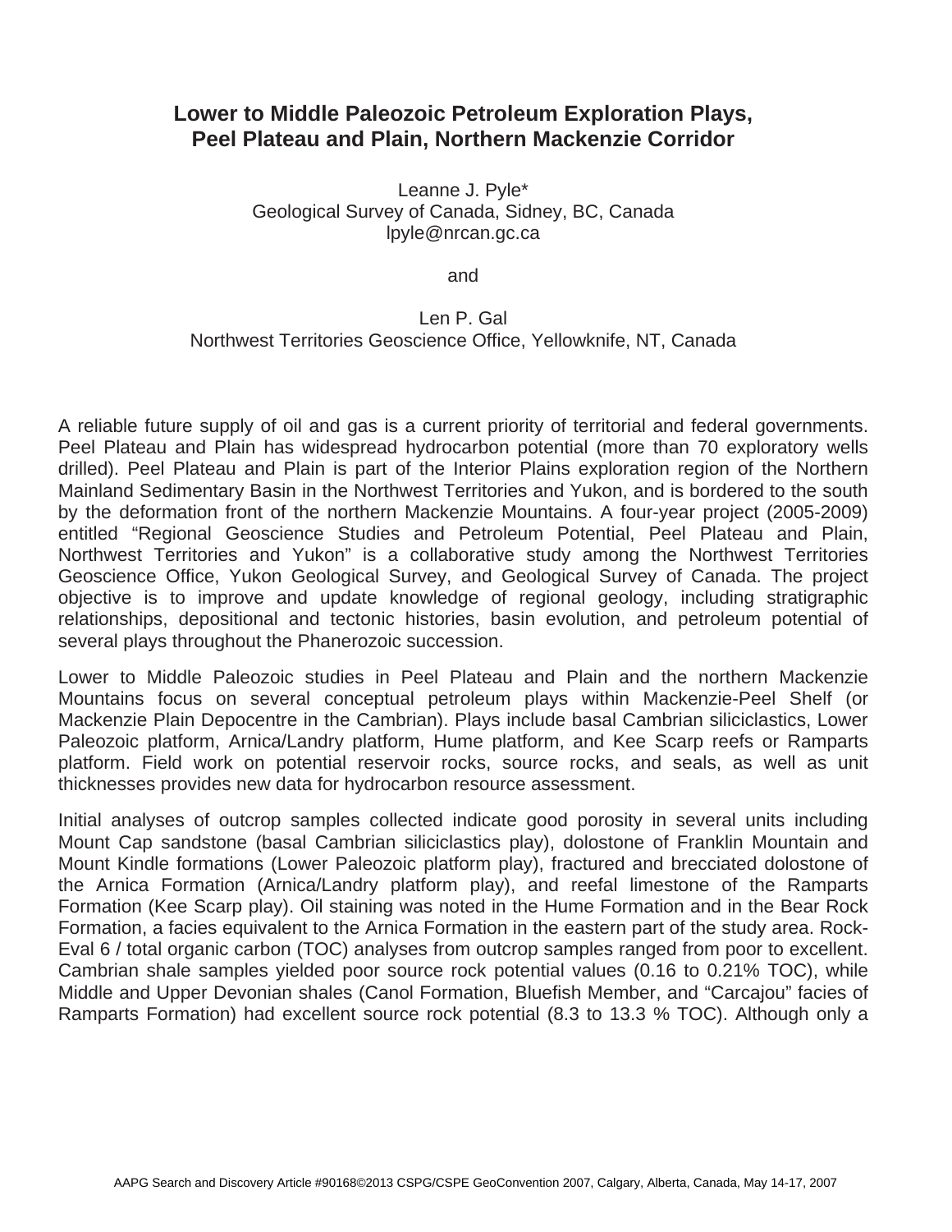# Lower to Middle Paleozoic Petroleum Exploration Plays, Peel Plateau and Plain, Northern Mackenzie Corridor

Leanne J. Pyle*
Geological Survey of Canada, Sidney, BC, Canada
lpyle@nrcan.gc.ca

and

Len P. Gal
Northwest Territories Geoscience Office, Yellowknife, NT, Canada

A reliable future supply of oil and gas is a current priority of territorial and federal governments. Peel Plateau and Plain has widespread hydrocarbon potential (more than 70 exploratory wells drilled). Peel Plateau and Plain is part of the Interior Plains exploration region of the Northern Mainland Sedimentary Basin in the Northwest Territories and Yukon, and is bordered to the south by the deformation front of the northern Mackenzie Mountains. A four-year project (2005-2009) entitled "Regional Geoscience Studies and Petroleum Potential, Peel Plateau and Plain, Northwest Territories and Yukon" is a collaborative study among the Northwest Territories Geoscience Office, Yukon Geological Survey, and Geological Survey of Canada. The project objective is to improve and update knowledge of regional geology, including stratigraphic relationships, depositional and tectonic histories, basin evolution, and petroleum potential of several plays throughout the Phanerozoic succession.

Lower to Middle Paleozoic studies in Peel Plateau and Plain and the northern Mackenzie Mountains focus on several conceptual petroleum plays within Mackenzie-Peel Shelf (or Mackenzie Plain Depocentre in the Cambrian). Plays include basal Cambrian siliciclastics, Lower Paleozoic platform, Arnica/Landry platform, Hume platform, and Kee Scarp reefs or Ramparts platform. Field work on potential reservoir rocks, source rocks, and seals, as well as unit thicknesses provides new data for hydrocarbon resource assessment.

Initial analyses of outcrop samples collected indicate good porosity in several units including Mount Cap sandstone (basal Cambrian siliciclastics play), dolostone of Franklin Mountain and Mount Kindle formations (Lower Paleozoic platform play), fractured and brecciated dolostone of the Arnica Formation (Arnica/Landry platform play), and reefal limestone of the Ramparts Formation (Kee Scarp play). Oil staining was noted in the Hume Formation and in the Bear Rock Formation, a facies equivalent to the Arnica Formation in the eastern part of the study area. Rock-Eval 6 / total organic carbon (TOC) analyses from outcrop samples ranged from poor to excellent. Cambrian shale samples yielded poor source rock potential values (0.16 to 0.21% TOC), while Middle and Upper Devonian shales (Canol Formation, Bluefish Member, and "Carcajou" facies of Ramparts Formation) had excellent source rock potential (8.3 to 13.3 % TOC). Although only a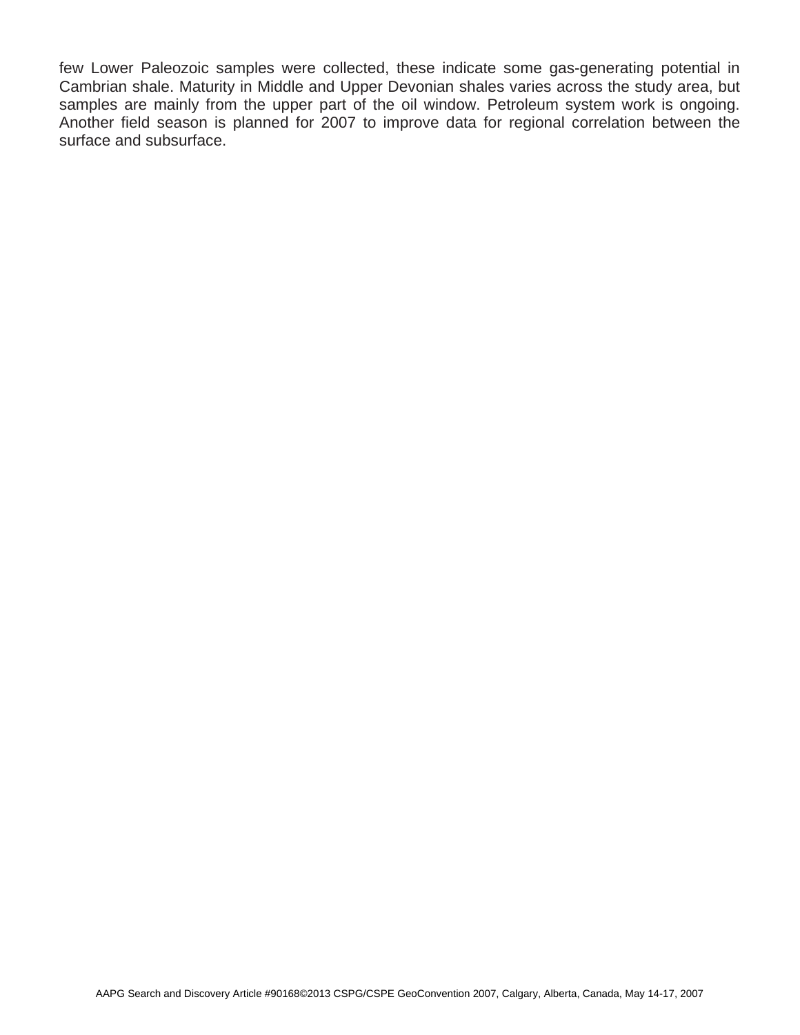few Lower Paleozoic samples were collected, these indicate some gas-generating potential in Cambrian shale. Maturity in Middle and Upper Devonian shales varies across the study area, but samples are mainly from the upper part of the oil window. Petroleum system work is ongoing. Another field season is planned for 2007 to improve data for regional correlation between the surface and subsurface.